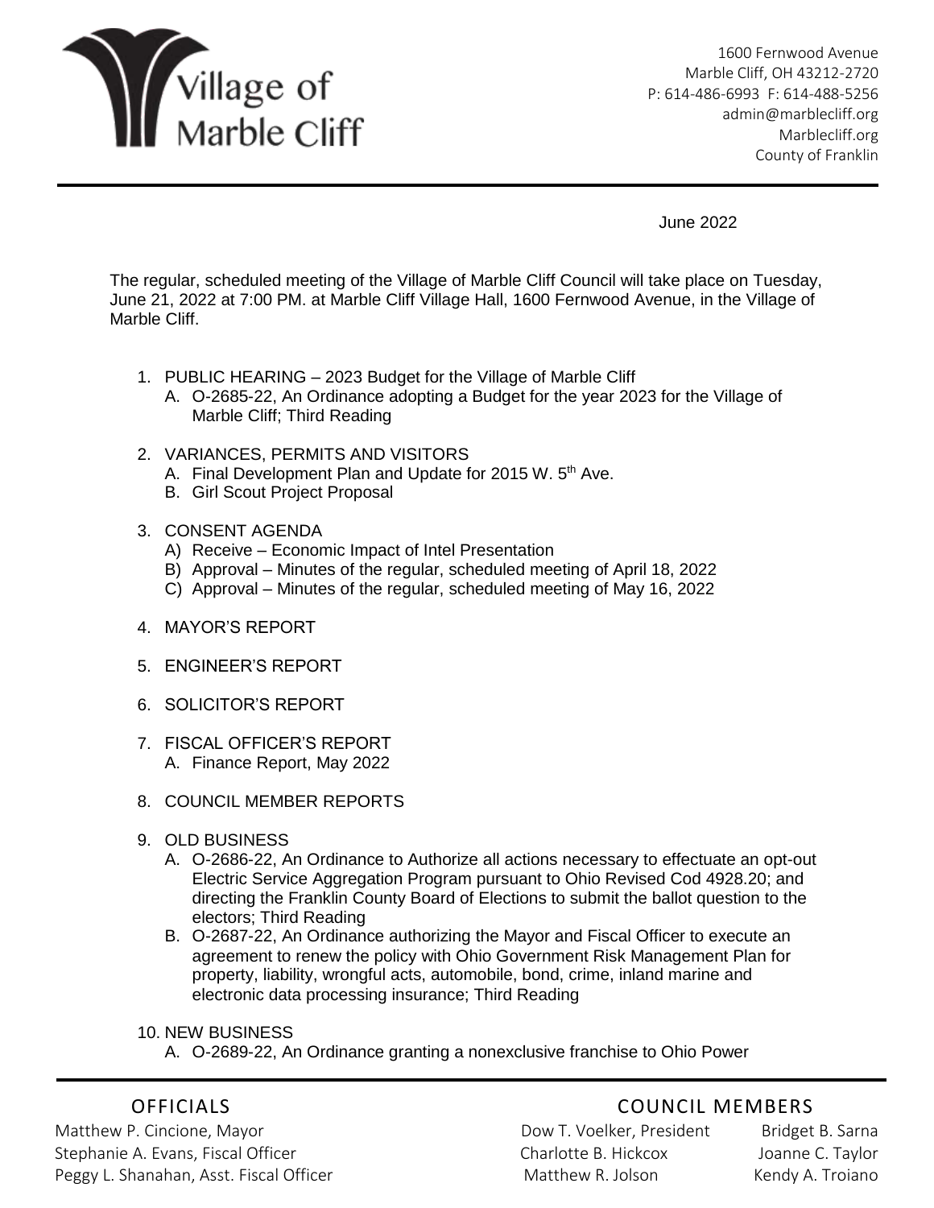# Village of Marble Cliff

1600 Fernwood Avenue
Marble Cliff, OH 43212-2720
P: 614-486-6993 F: 614-488-5256
admin@marblecliff.org
Marblecliff.org
County of Franklin

June 2022

The regular, scheduled meeting of the Village of Marble Cliff Council will take place on Tuesday, June 21, 2022 at 7:00 PM. at Marble Cliff Village Hall, 1600 Fernwood Avenue, in the Village of Marble Cliff.

1. PUBLIC HEARING – 2023 Budget for the Village of Marble Cliff
   A. O-2685-22, An Ordinance adopting a Budget for the year 2023 for the Village of Marble Cliff; Third Reading

2. VARIANCES, PERMITS AND VISITORS
   A. Final Development Plan and Update for 2015 W. 5th Ave.
   B. Girl Scout Project Proposal

3. CONSENT AGENDA
   A) Receive – Economic Impact of Intel Presentation
   B) Approval – Minutes of the regular, scheduled meeting of April 18, 2022
   C) Approval – Minutes of the regular, scheduled meeting of May 16, 2022

4. MAYOR'S REPORT

5. ENGINEER'S REPORT

6. SOLICITOR'S REPORT

7. FISCAL OFFICER'S REPORT
   A. Finance Report, May 2022

8. COUNCIL MEMBER REPORTS

9. OLD BUSINESS
   A. O-2686-22, An Ordinance to Authorize all actions necessary to effectuate an opt-out Electric Service Aggregation Program pursuant to Ohio Revised Cod 4928.20; and directing the Franklin County Board of Elections to submit the ballot question to the electors; Third Reading
   B. O-2687-22, An Ordinance authorizing the Mayor and Fiscal Officer to execute an agreement to renew the policy with Ohio Government Risk Management Plan for property, liability, wrongful acts, automobile, bond, crime, inland marine and electronic data processing insurance; Third Reading

10. NEW BUSINESS
    A. O-2689-22, An Ordinance granting a nonexclusive franchise to Ohio Power

| OFFICIALS | COUNCIL MEMBERS | |
| --- | --- | --- |
| Matthew P. Cincione, Mayor | Dow T. Voelker, President | Bridget B. Sarna |
| Stephanie A. Evans, Fiscal Officer | Charlotte B. Hickcox | Joanne C. Taylor |
| Peggy L. Shanahan, Asst. Fiscal Officer | Matthew R. Jolson | Kendy A. Troiano |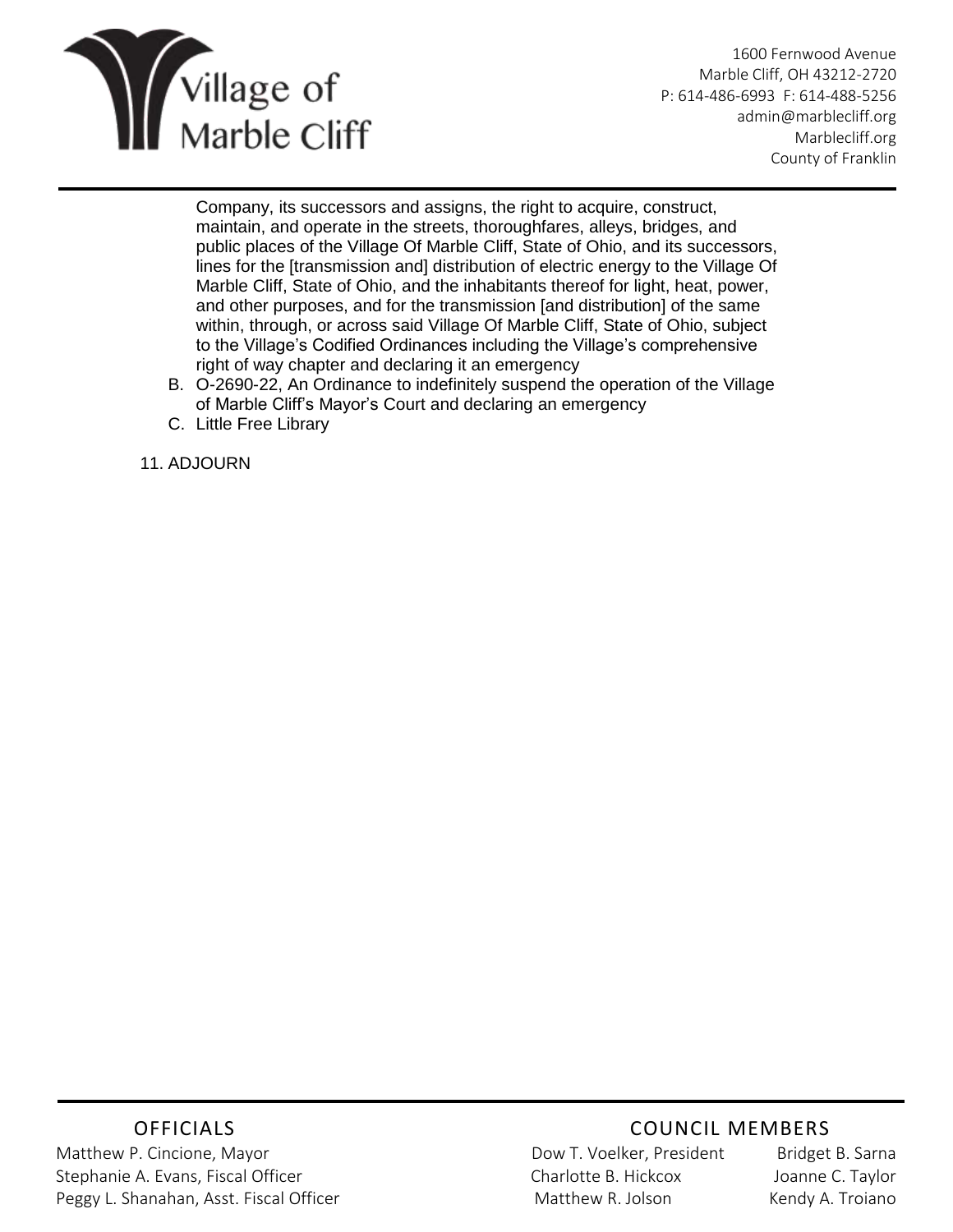Company, its successors and assigns, the right to acquire, construct, maintain, and operate in the streets, thoroughfares, alleys, bridges, and public places of the Village Of Marble Cliff, State of Ohio, and its successors, lines for the [transmission and] distribution of electric energy to the Village Of Marble Cliff, State of Ohio, and the inhabitants thereof for light, heat, power, and other purposes, and for the transmission [and distribution] of the same within, through, or across said Village Of Marble Cliff, State of Ohio, subject to the Village's Codified Ordinances including the Village's comprehensive right of way chapter and declaring it an emergency

B. O-2690-22, An Ordinance to indefinitely suspend the operation of the Village of Marble Cliff's Mayor's Court and declaring an emergency

C. Little Free Library

11. ADJOURN